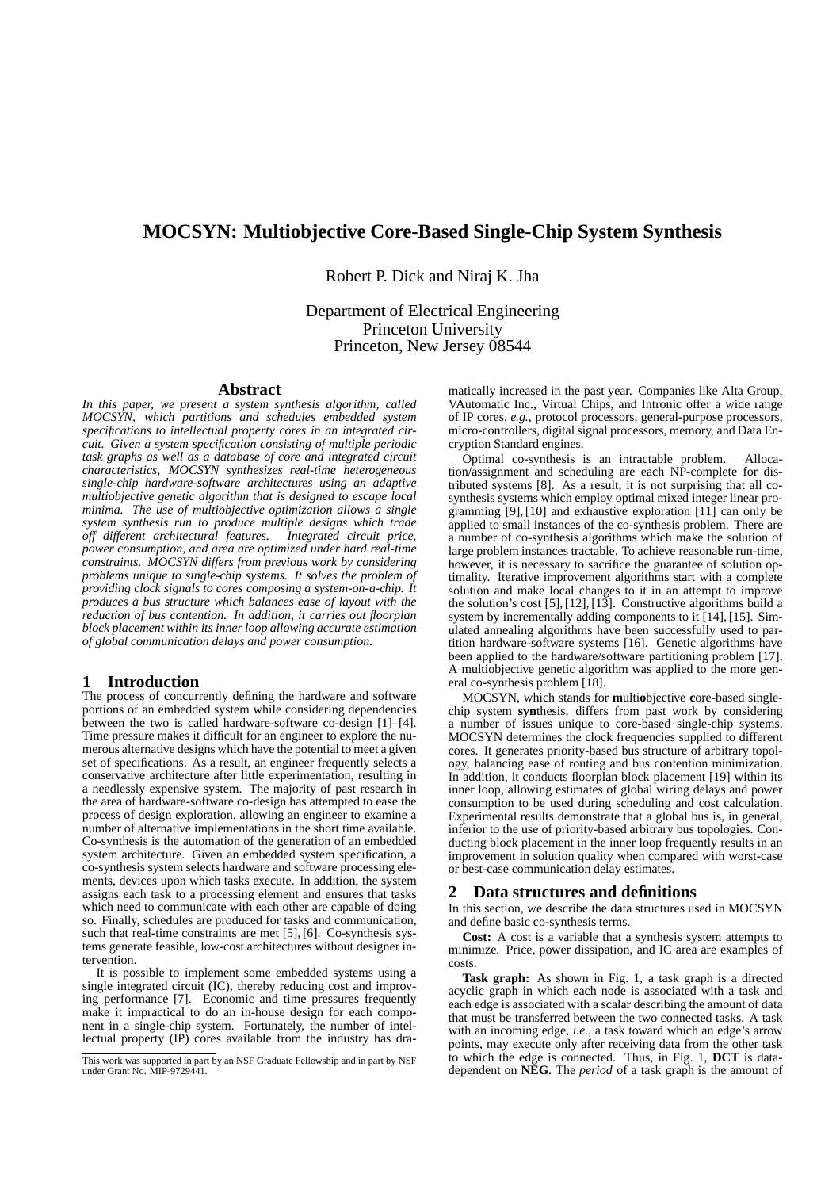# MOCSYN: Multiobjective Core-Based Single-Chip System Synthesis

Robert P. Dick and Niraj K. Jha

Department of Electrical Engineering
Princeton University
Princeton, New Jersey 08544

## Abstract

*In this paper, we present a system synthesis algorithm, called MOCSYN, which partitions and schedules embedded system specifications to intellectual property cores in an integrated circuit. Given a system specification consisting of multiple periodic task graphs as well as a database of core and integrated circuit characteristics, MOCSYN synthesizes real-time heterogeneous single-chip hardware-software architectures using an adaptive multiobjective genetic algorithm that is designed to escape local minima. The use of multiobjective optimization allows a single system synthesis run to produce multiple designs which trade off different architectural features. Integrated circuit price, power consumption, and area are optimized under hard real-time constraints. MOCSYN differs from previous work by considering problems unique to single-chip systems. It solves the problem of providing clock signals to cores composing a system-on-a-chip. It produces a bus structure which balances ease of layout with the reduction of bus contention. In addition, it carries out floorplan block placement within its inner loop allowing accurate estimation of global communication delays and power consumption.*

## 1 Introduction

The process of concurrently defining the hardware and software portions of an embedded system while considering dependencies between the two is called hardware-software co-design [1]–[4]. Time pressure makes it difficult for an engineer to explore the numerous alternative designs which have the potential to meet a given set of specifications. As a result, an engineer frequently selects a conservative architecture after little experimentation, resulting in a needlessly expensive system. The majority of past research in the area of hardware-software co-design has attempted to ease the process of design exploration, allowing an engineer to examine a number of alternative implementations in the short time available. Co-synthesis is the automation of the generation of an embedded system architecture. Given an embedded system specification, a co-synthesis system selects hardware and software processing elements, devices upon which tasks execute. In addition, the system assigns each task to a processing element and ensures that tasks which need to communicate with each other are capable of doing so. Finally, schedules are produced for tasks and communication, such that real-time constraints are met [5], [6]. Co-synthesis systems generate feasible, low-cost architectures without designer intervention.

It is possible to implement some embedded systems using a single integrated circuit (IC), thereby reducing cost and improving performance [7]. Economic and time pressures frequently make it impractical to do an in-house design for each component in a single-chip system. Fortunately, the number of intellectual property (IP) cores available from the industry has dramatically increased in the past year. Companies like Alta Group, VAutomatic Chips, Virtual Chips, and Intronic offer a wide range of IP cores, *e.g.*, protocol processors, general-purpose processors, micro-controllers, digital signal processors, memory, and Data Encryption Standard engines.

Optimal co-synthesis is an intractable problem. Allocation/assignment and scheduling are each NP-complete for distributed systems [8]. As a result, it is not surprising that all co-synthesis systems which employ optimal mixed integer linear programming [9], [10] and exhaustive exploration [11] can only be applied to small instances of the co-synthesis problem. There are a number of co-synthesis algorithms which make the solution of large problem instances tractable. To achieve reasonable run-time, however, it is necessary to sacrifice the guarantee of solution optimality. Iterative improvement algorithms start with a complete solution and make local changes to it in an attempt to improve the solution's cost [5], [12], [13]. Constructive algorithms build a system by incrementally adding components to it [14], [15]. Simulated annealing algorithms have been successfully used to partition hardware-software systems [16]. Genetic algorithms have been applied to the hardware/software partitioning problem [17]. A multiobjective genetic algorithm was applied to the more general co-synthesis problem [18].

MOCSYN, which stands for **m**ulti**o**bjective **c**ore-based single-chip system **syn**thesis, differs from past work by considering a number of issues unique to core-based single-chip systems. MOCSYN determines the clock frequencies supplied to different cores. It generates priority-based bus structure of arbitrary topology, balancing ease of routing and bus contention minimization. In addition, it conducts floorplan block placement [19] within its inner loop, allowing estimates of global wiring delays and power consumption to be used during scheduling and cost calculation. Experimental results demonstrate that a global bus is, in general, inferior to the use of priority-based arbitrary bus topologies. Conducting block placement in the inner loop frequently results in an improvement in solution quality when compared with worst-case or best-case communication delay estimates.

## 2 Data structures and definitions

In this section, we describe the data structures used in MOCSYN and define basic co-synthesis terms.

**Cost:** A cost is a variable that a synthesis system attempts to minimize. Price, power dissipation, and IC area are examples of costs.

**Task graph:** As shown in Fig. 1, a task graph is a directed acyclic graph in which each node is associated with a task and each edge is associated with a scalar describing the amount of data that must be transferred between the two connected tasks. A task with an incoming edge, *i.e.*, a task toward which an edge's arrow points, may execute only after receiving data from the other task to which the edge is connected. Thus, in Fig. 1, **DCT** is data-dependent on **NEG**. The *period* of a task graph is the amount of

This work was supported in part by an NSF Graduate Fellowship and in part by NSF under Grant No. MIP-9729441.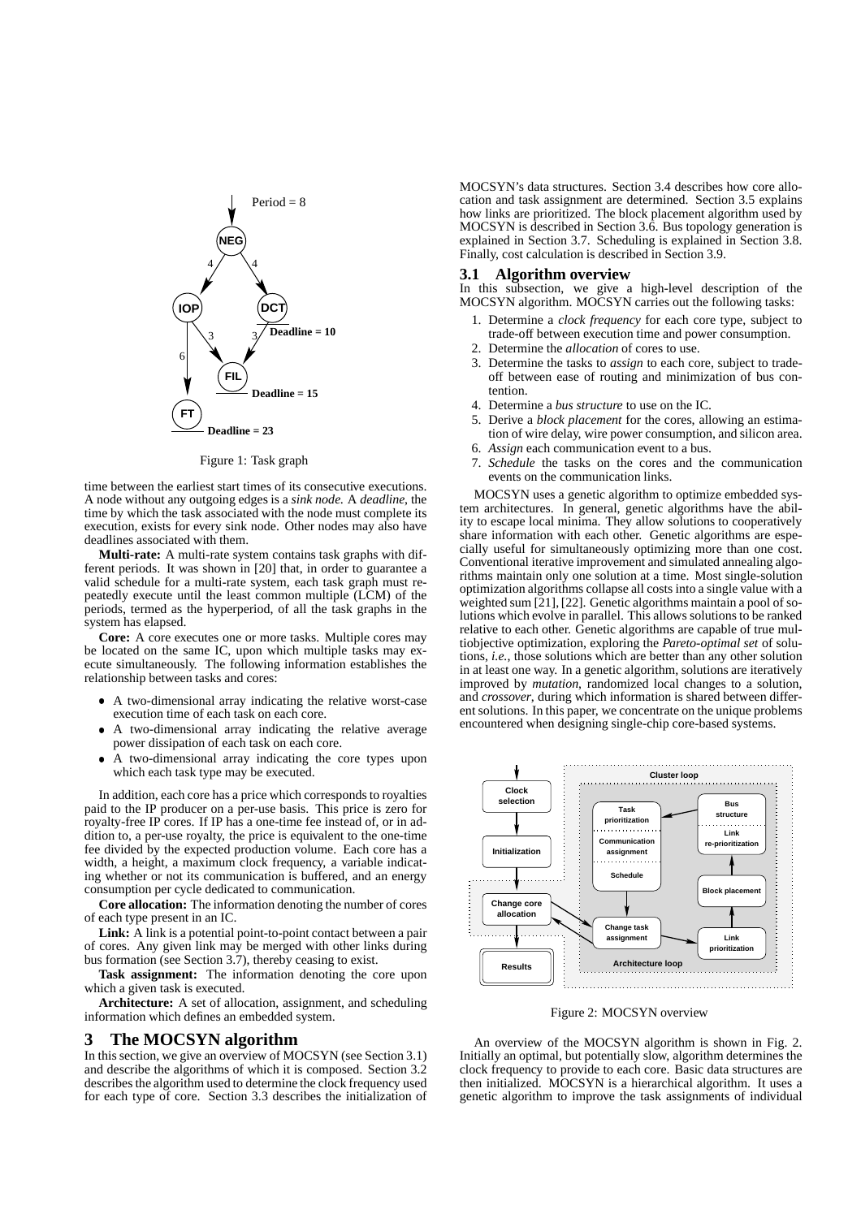Period = 8

NEG

4 4

IOP DCT

3 3

Deadline = 10

6

FIL

Deadline = 15

FT

Deadline = 23

Figure 1: Task graph

time between the earliest start times of its consecutive executions. A node without any outgoing edges is a *sink node.* A *deadline*, the time by which the task associated with the node must complete its execution, exists for every sink node. Other nodes may also have deadlines associated with them.

**Multi-rate:** A multi-rate system contains task graphs with different periods. It was shown in [20] that, in order to guarantee a valid schedule for a multi-rate system, each task graph must repeatedly execute until the least common multiple (LCM) of the periods, termed as the hyperperiod, of all the task graphs in the system has elapsed.

**Core:** A core executes one or more tasks. Multiple cores may be located on the same IC, upon which multiple tasks may execute simultaneously. The following information establishes the relationship between tasks and cores:

- A two-dimensional array indicating the relative worst-case execution time of each task on each core.
- A two-dimensional array indicating the relative average power dissipation of each task on each core.
- A two-dimensional array indicating the core types upon which each task type may be executed.

In addition, each core has a price which corresponds to royalties paid to the IP producer on a per-use basis. This price is zero for royalty-free IP cores. If IP has a one-time fee instead of, or in addition to, a per-use royalty, the price is equivalent to the one-time fee divided by the expected production volume. Each core has a width, a height, a maximum clock frequency, a variable indicating whether or not its communication is buffered, and an energy consumption per cycle dedicated to communication.

**Core allocation:** The information denoting the number of cores of each type present in an IC.

**Link:** A link is a potential point-to-point contact between a pair of cores. Any given link may be merged with other links during bus formation (see Section 3.7), thereby ceasing to exist.

**Task assignment:** The information denoting the core upon which a given task is executed.

**Architecture:** A set of allocation, assignment, and scheduling information which defines an embedded system.

# 3 The MOCSYN algorithm

In this section, we give an overview of MOCSYN (see Section 3.1) and describe the algorithms of which it is composed. Section 3.2 describes the algorithm used to determine the clock frequency used for each type of core. Section 3.3 describes the initialization of MOCSYN's data structures. Section 3.4 describes how core allocation and task assignment are determined. Section 3.5 explains how links are prioritized. The block placement algorithm used by MOCSYN is described in Section 3.6. Bus topology generation is explained in Section 3.7. Scheduling is explained in Section 3.8. Finally, cost calculation is described in Section 3.9.

## 3.1 Algorithm overview

In this subsection, we give a high-level description of the MOCSYN algorithm. MOCSYN carries out the following tasks:

1. Determine a *clock frequency* for each core type, subject to trade-off between execution time and power consumption.
2. Determine the *allocation* of cores to use.
3. Determine the tasks to *assign* to each core, subject to trade-off between ease of routing and minimization of bus contention.
4. Determine a *bus structure* to use on the IC.
5. Derive a *block placement* for the cores, allowing an estimation of wire delay, wire power consumption, and silicon area.
6. *Assign* each communication event to a bus.
7. *Schedule* the tasks on the cores and the communication events on the communication links.

MOCSYN uses a genetic algorithm to optimize embedded system architectures. In general, genetic algorithms have the ability to escape local minima. They allow solutions to cooperatively share information with each other. Genetic algorithms are especially useful for simultaneously optimizing more than one cost. Conventional iterative improvement and simulated annealing algorithms maintain only one solution at a time. Most single-solution optimization algorithms collapse all costs into a single value with a weighted sum [21], [22]. Genetic algorithms maintain a pool of solutions which evolve in parallel. This allows solutions to be ranked relative to each other. Genetic algorithms are capable of true multiobjective optimization, exploring the *Pareto-optimal set* of solutions, *i.e.*, those solutions which are better than any other solution in at least one way. In a genetic algorithm, solutions are iteratively improved by *mutation*, randomized local changes to a solution, and *crossover*, during which information is shared between different solutions. In this paper, we concentrate on the unique problems encountered when designing single-chip core-based systems.

Cluster loop

Clock selection

Initialization

Change core allocation

Results

Task prioritization

Communication assignment

Schedule

Bus structure

Link re-prioritization

Block placement

Change task assignment

Link prioritization

Architecture loop

Figure 2: MOCSYN overview

An overview of the MOCSYN algorithm is shown in Fig. 2. Initially an optimal, but potentially slow, algorithm determines the clock frequency to provide to each core. Basic data structures are then initialized. MOCSYN is a hierarchical algorithm. It uses a genetic algorithm to improve the task assignments of individual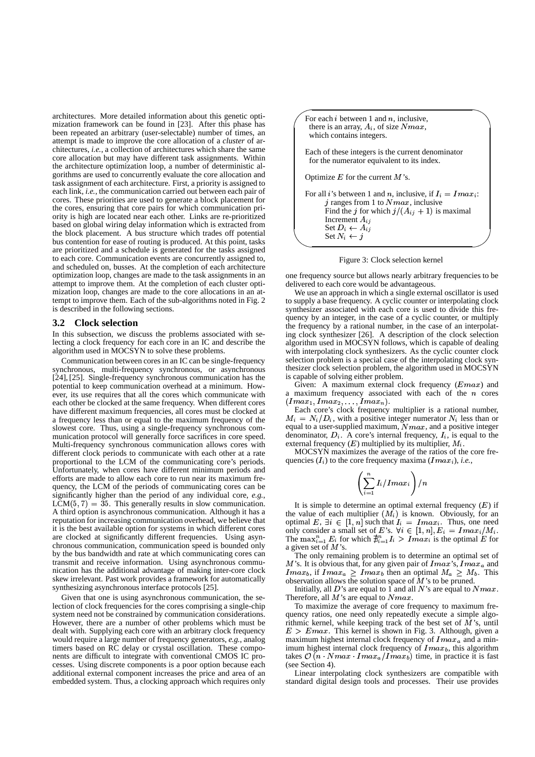architectures. More detailed information about this genetic optimization framework can be found in [23]. After this phase has been repeated an arbitrary (user-selectable) number of times, an attempt is made to improve the core allocation of a *cluster* of architectures, *i.e.*, a collection of architectures which share the same core allocation but may have different task assignments. Within the architecture optimization loop, a number of deterministic algorithms are used to concurrently evaluate the core allocation and task assignment of each architecture. First, a priority is assigned to each link, *i.e.*, the communication carried out between each pair of cores. These priorities are used to generate a block placement for the cores, ensuring that core pairs for which communication priority is high are located near each other. Links are re-prioritized based on global wiring delay information which is extracted from the block placement. A bus structure which trades off potential bus contention for ease of routing is produced. At this point, tasks are prioritized and a schedule is generated for the tasks assigned to each core. Communication events are concurrently assigned to, and scheduled on, busses. At the completion of each architecture optimization loop, changes are made to the task assignments in an attempt to improve them. At the completion of each cluster optimization loop, changes are made to the core allocations in an attempt to improve them. Each of the sub-algorithms noted in Fig. 2 is described in the following sections.

## 3.2 Clock selection

In this subsection, we discuss the problems associated with selecting a clock frequency for each core in an IC and describe the algorithm used in MOCSYN to solve these problems.

Communication between cores in an IC can be single-frequency synchronous, multi-frequency synchronous, or asynchronous [24], [25]. Single-frequency synchronous communication has the potential to keep communication overhead at a minimum. However, its use requires that all the cores which communicate with each other be clocked at the same frequency. When different cores have different maximum frequencies, all cores must be clocked at a frequency less than or equal to the maximum frequency of the slowest core. Thus, using a single-frequency synchronous communication protocol will generally force sacrifices in core speed. Multi-frequency synchronous communication allows cores with different clock periods to communicate with each other at a rate proportional to the LCM of the communicating core's periods. Unfortunately, when cores have different minimum periods and efforts are made to allow each core to run near its maximum frequency, the LCM of the periods of communicating cores can be significantly higher than the period of any individual core, *e.g.*, $\mathrm{LCM}(5, 7) = 35$. This generally results in slow communication. A third option is asynchronous communication. Although it has a reputation for increasing communication overhead, we believe that it is the best available option for systems in which different cores are clocked at significantly different frequencies. Using asynchronous communication, communication speed is bounded only by the bus bandwidth and rate at which communicating cores can transmit and receive information. Using asynchronous communication has the additional advantage of making inter-core clock skew irrelevant. Past work provides a framework for automatically synthesizing asynchronous interface protocols [25].

Given that one is using asynchronous communication, the selection of clock frequencies for the cores comprising a single-chip system need not be constrained by communication considerations. However, there are a number of other problems which must be dealt with. Supplying each core with an arbitrary clock frequency would require a large number of frequency generators, *e.g.*, analog timers based on RC delay or crystal oscillation. These components are difficult to integrate with conventional CMOS IC processes. Using discrete components is a poor option because each additional external component increases the price and area of an embedded system. Thus, a clocking approach which requires only one frequency source but allows nearly arbitrary frequencies to be delivered to each core would be advantageous.

We use an approach in which a single external oscillator is used to supply a base frequency. A cyclic counter or interpolating clock synthesizer associated with each core is used to divide this frequency by an integer, in the case of a cyclic counter, or multiply the frequency by a rational number, in the case of an interpolating clock synthesizer [26]. A description of the clock selection algorithm used in MOCSYN follows, which is capable of dealing with interpolating clock synthesizers. As the cyclic counter clock selection problem is a special case of the interpolating clock synthesizer clock selection problem, the algorithm used in MOCSYN is capable of solving either problem.

Given: A maximum external clock frequency ($Emax$) and a maximum frequency associated with each of the $n$ cores ($Imax_1, Imax_2, \ldots, Imax_n$).

Each core's clock frequency multiplier is a rational number, $M_i = N_i/D_i$, with a positive integer numerator $N_i$ less than or equal to a user-supplied maximum, $Nmax$, and a positive integer denominator, $D_i$. A core's internal frequency, $I_i$, is equal to the external frequency ($E$) multiplied by its multiplier, $M_i$.

MOCSYN maximizes the average of the ratios of the core frequencies ($I_i$) to the core frequency maxima ($Imax_i$), *i.e.*,

$$\left( \sum_{i=1}^{n} I_i / Imax_i \right) / n$$

It is simple to determine an optimal external frequency ($E$) if the value of each multiplier ($M_i$) is known. Obviously, for an optimal $E$, $\exists i \in [1, n]$ such that $I_i = Imax_i$. Thus, one need only consider a small set of $E$'s. $\forall i \in [1, n], E_i = Imax_i / M_i$. The $\max_{i=1}^{n} E_i$ for which $\nexists_{i=1}^{n} I_i > Imax_i$ is the optimal $E$ for a given set of $M$'s.

The only remaining problem is to determine an optimal set of $M$'s. It is obvious that, for any given pair of $Imax$'s, $Imax_a$ and $Imax_b$, if $Imax_a \geq Imax_b$ then an optimal $M_a \geq M_b$. This observation allows the solution space of $M$'s to be pruned.

Initially, all $D$'s are equal to 1 and all $N$'s are equal to $Nmax$. Therefore, all $M$'s are equal to $Nmax$.

To maximize the average of core frequency to maximum frequency ratios, one need only repeatedly execute a simple algorithmic kernel, while keeping track of the best set of $M$'s, until $E > Emax$. This kernel is shown in Fig. 3. Although, given a maximum highest internal clock frequency of $Imax_a$ and a minimum highest internal clock frequency of $Imax_b$, this algorithm takes $\mathcal{O}\left(n \cdot Nmax \cdot Imax_a / Imax_b\right)$ time, in practice it is fast (see Section 4).

Linear interpolating clock synthesizers are compatible with standard digital design tools and processes. Their use provides

```
For each i between 1 and n, inclusive,
  there is an array, A_i, of size Nmax,
  which contains integers.

Each of these integers is the current denominator
  for the numerator equivalent to its index.

Optimize E for the current M's.

For all i's between 1 and n, inclusive, if I_i = Imax_i:
    j ranges from 1 to Nmax, inclusive
    Find the j for which j/(A_ij + 1) is maximal
    Increment A_ij
    Set D_i <- A_ij
    Set N_i <- j
```

Figure 3: Clock selection kernel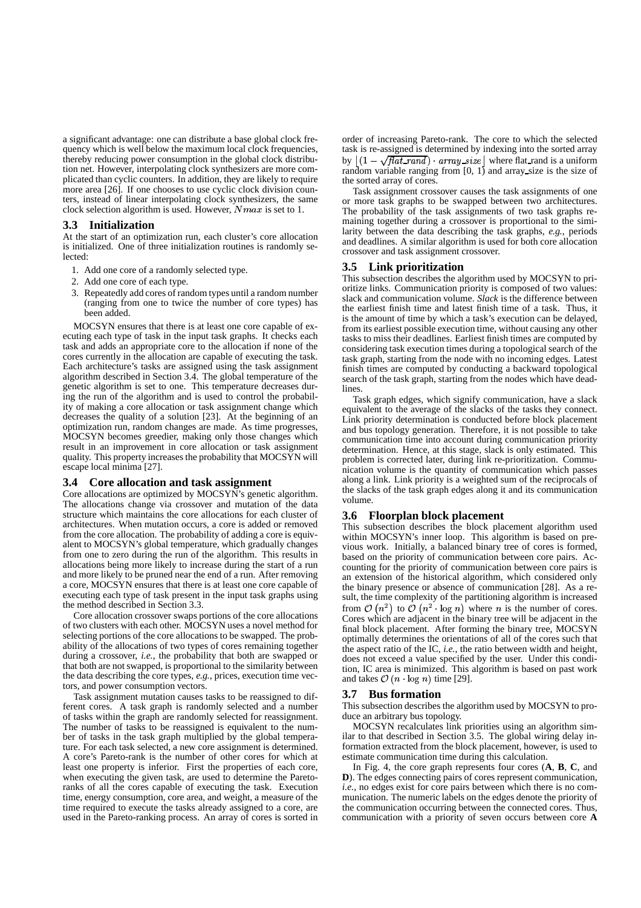a significant advantage: one can distribute a base global clock frequency which is well below the maximum local clock frequencies, thereby reducing power consumption in the global clock distribution net. However, interpolating clock synthesizers are more complicated than cyclic counters. In addition, they are likely to require more area [26]. If one chooses to use cyclic clock division counters, instead of linear interpolating clock synthesizers, the same clock selection algorithm is used. However, $Nmax$ is set to 1.

### 3.3 Initialization

At the start of an optimization run, each cluster's core allocation is initialized. One of three initialization routines is randomly selected:

1. Add one core of a randomly selected type.
2. Add one core of each type.
3. Repeatedly add cores of random types until a random number (ranging from one to twice the number of core types) has been added.

MOCSYN ensures that there is at least one core capable of executing each type of task in the input task graphs. It checks each task and adds an appropriate core to the allocation if none of the cores currently in the allocation are capable of executing the task. Each architecture's tasks are assigned using the task assignment algorithm described in Section 3.4. The global temperature of the genetic algorithm is set to one. This temperature decreases during the run of the algorithm and is used to control the probability of making a core allocation or task assignment change which decreases the quality of a solution [23]. At the beginning of an optimization run, random changes are made. As time progresses, MOCSYN becomes greedier, making only those changes which result in an improvement in core allocation or task assignment quality. This property increases the probability that MOCSYN will escape local minima [27].

### 3.4 Core allocation and task assignment

Core allocations are optimized by MOCSYN's genetic algorithm. The allocations change via crossover and mutation of the data structure which maintains the core allocations for each cluster of architectures. When mutation occurs, a core is added or removed from the core allocation. The probability of adding a core is equivalent to MOCSYN's global temperature, which gradually changes from one to zero during the run of the algorithm. This results in allocations being more likely to increase during the start of a run and more likely to be pruned near the end of a run. After removing a core, MOCSYN ensures that there is at least one core capable of executing each type of task present in the input task graphs using the method described in Section 3.3.

Core allocation crossover swaps portions of the core allocations of two clusters with each other. MOCSYN uses a novel method for selecting portions of the core allocations to be swapped. The probability of the allocations of two types of cores remaining together during a crossover, *i.e.*, the probability that both are swapped or that both are not swapped, is proportional to the similarity between the data describing the core types, *e.g.*, prices, execution time vectors, and power consumption vectors.

Task assignment mutation causes tasks to be reassigned to different cores. A task graph is randomly selected and a number of tasks within the graph are randomly selected for reassignment. The number of tasks to be reassigned is equivalent to the number of tasks in the task graph multiplied by the global temperature. For each task selected, a new core assignment is determined. A core's Pareto-rank is the number of other cores for which at least one property is inferior. First the properties of each core, when executing the given task, are used to determine the Pareto-ranks of all the cores capable of executing the task. Execution time, energy consumption, core area, and weight, a measure of the time required to execute the tasks already assigned to a core, are used in the Pareto-ranking process. An array of cores is sorted in order of increasing Pareto-rank. The core to which the selected task is re-assigned is determined by indexing into the sorted array by $\lfloor (1 - \sqrt{flat\_rand}) \cdot array\_size \rfloor$ where flat_rand is a uniform random variable ranging from [0, 1) and array_size is the size of the sorted array of cores.

Task assignment crossover causes the task assignments of one or more task graphs to be swapped between two architectures. The probability of the task assignments of two task graphs remaining together during a crossover is proportional to the similarity between the data describing the task graphs, *e.g.*, periods and deadlines. A similar algorithm is used for both core allocation crossover and task assignment crossover.

### 3.5 Link prioritization

This subsection describes the algorithm used by MOCSYN to prioritize links. Communication priority is composed of two values: slack and communication volume. *Slack* is the difference between the earliest finish time and latest finish time of a task. Thus, it is the amount of time by which a task's execution can be delayed, from its earliest possible execution time, without causing any other tasks to miss their deadlines. Earliest finish times are computed by considering task execution times during a topological search of the task graph, starting from the node with no incoming edges. Latest finish times are computed by conducting a backward topological search of the task graph, starting from the nodes which have deadlines.

Task graph edges, which signify communication, have a slack equivalent to the average of the slacks of the tasks they connect. Link priority determination is conducted before block placement and bus topology generation. Therefore, it is not possible to take communication time into account during communication priority determination. Hence, at this stage, slack is only estimated. This problem is corrected later, during link re-prioritization. Communication volume is the quantity of communication which passes along a link. Link priority is a weighted sum of the reciprocals of the slacks of the task graph edges along it and its communication volume.

### 3.6 Floorplan block placement

This subsection describes the block placement algorithm used within MOCSYN's inner loop. This algorithm is based on previous work. Initially, a balanced binary tree of cores is formed, based on the priority of communication between core pairs. Accounting for the priority of communication between core pairs is an extension of the historical algorithm, which considered only the binary presence or absence of communication [28]. As a result, the time complexity of the partitioning algorithm is increased from $\mathcal{O}(n^2)$ to $\mathcal{O}(n^2 \cdot \log n)$ where $n$ is the number of cores. Cores which are adjacent in the binary tree will be adjacent in the final block placement. After forming the binary tree, MOCSYN optimally determines the orientations of all of the cores such that the aspect ratio of the IC, *i.e.*, the ratio between width and height, does not exceed a value specified by the user. Under this condition, IC area is minimized. This algorithm is based on past work and takes $\mathcal{O}(n \cdot \log n)$ time [29].

### 3.7 Bus formation

This subsection describes the algorithm used by MOCSYN to produce an arbitrary bus topology.

MOCSYN recalculates link priorities using an algorithm similar to that described in Section 3.5. The global wiring delay information extracted from the block placement, however, is used to estimate communication time during this calculation.

In Fig. 4, the core graph represents four cores (**A**, **B**, **C**, and **D**). The edges connecting pairs of cores represent communication, *i.e.*, no edges exist for core pairs between which there is no communication. The numeric labels on the edges denote the priority of the communication occurring between the connected cores. Thus, communication with a priority of seven occurs between core **A**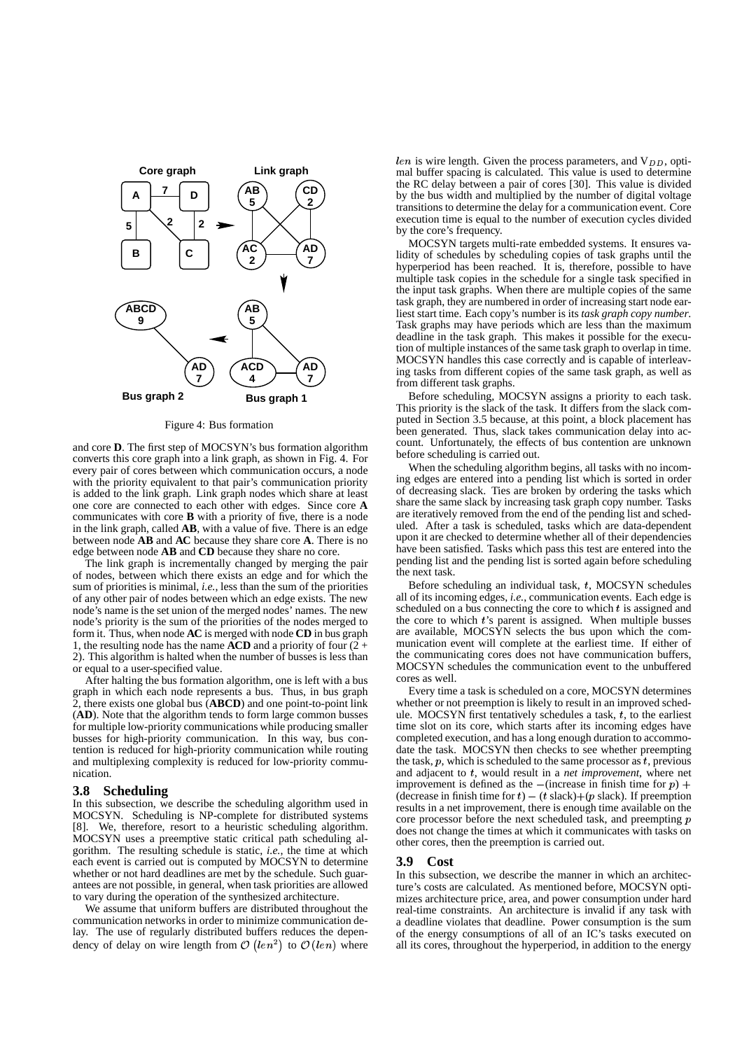Core graph

Link graph

A

D

B

C

7

5

2

2

AB
5

CD
2

AC
2

AD
7

ABCD
9

AB
5

AD
7

ACD
4

AD
7

Bus graph 2

Bus graph 1

Figure 4: Bus formation

and core **D**. The first step of MOCSYN's bus formation algorithm converts this core graph into a link graph, as shown in Fig. 4. For every pair of cores between which communication occurs, a node with the priority equivalent to that pair's communication priority is added to the link graph. Link graph nodes which share at least one core are connected to each other with edges. Since core **A** communicates with core **B** with a priority of five, there is a node in the link graph, called **AB**, with a value of five. There is an edge between node **AB** and **AC** because they share core **A**. There is no edge between node **AB** and **CD** because they share no core.

The link graph is incrementally changed by merging the pair of nodes, between which there exists an edge and for which the sum of priorities is minimal, *i.e.*, less than the sum of the priorities of any other pair of nodes between which an edge exists. The new node's name is the set union of the merged nodes' names. The new node's priority is the sum of the priorities of the nodes merged to form it. Thus, when node **AC** is merged with node **CD** in bus graph 1, the resulting node has the name **ACD** and a priority of four (2 + 2). This algorithm is halted when the number of busses is less than or equal to a user-specified value.

After halting the bus formation algorithm, one is left with a bus graph in which each node represents a bus. Thus, in bus graph 2, there exists one global bus (**ABCD**) and one point-to-point link (**AD**). Note that the algorithm tends to form large common busses for multiple low-priority communications while producing smaller busses for high-priority communication. In this way, bus contention is reduced for high-priority communication while routing and multiplexing complexity is reduced for low-priority communication.

### 3.8 Scheduling

In this subsection, we describe the scheduling algorithm used in MOCSYN. Scheduling is NP-complete for distributed systems [8]. We, therefore, resort to a heuristic scheduling algorithm. MOCSYN uses a preemptive static critical path scheduling algorithm. The resulting schedule is static, *i.e.*, the time at which each event is carried out is computed by MOCSYN to determine whether or not hard deadlines are met by the schedule. Such guarantees are not possible, in general, when task priorities are allowed to vary during the operation of the synthesized architecture.

We assume that uniform buffers are distributed throughout the communication networks in order to minimize communication delay. The use of regularly distributed buffers reduces the dependency of delay on wire length from $\mathcal{O}\left(len^2\right)$ to $\mathcal{O}\left(len\right)$ where $len$ is wire length. Given the process parameters, and $V_{DD}$, optimal buffer spacing is calculated. This value is used to determine the RC delay between a pair of cores [30]. This value is divided by the bus width and multiplied by the number of digital voltage transitions to determine the delay for a communication event. Core execution time is equal to the number of execution cycles divided by the core's frequency.

MOCSYN targets multi-rate embedded systems. It ensures validity of schedules by scheduling copies of task graphs until the hyperperiod has been reached. It is, therefore, possible to have multiple task copies in the schedule for a single task specified in the input task graphs. When there are multiple copies of the same task graph, they are numbered in order of increasing start node earliest start time. Each copy's number is its *task graph copy number.* Task graphs may have periods which are less than the maximum deadline in the task graph. This makes it possible for the execution of multiple instances of the same task graph to overlap in time. MOCSYN handles this case correctly and is capable of interleaving tasks from different copies of the same task graph, as well as from different task graphs.

Before scheduling, MOCSYN assigns a priority to each task. This priority is the slack of the task. It differs from the slack computed in Section 3.5 because, at this point, a block placement has been generated. Thus, slack takes communication delay into account. Unfortunately, the effects of bus contention are unknown before scheduling is carried out.

When the scheduling algorithm begins, all tasks with no incoming edges are entered into a pending list which is sorted in order of decreasing slack. Ties are broken by ordering the tasks which share the same slack by increasing task graph copy number. Tasks are iteratively removed from the end of the pending list and scheduled. After a task is scheduled, tasks which are data-dependent upon it are checked to determine whether all of their dependencies have been satisfied. Tasks which pass this test are entered into the pending list and the pending list is sorted again before scheduling the next task.

Before scheduling an individual task, $t$, MOCSYN schedules all of its incoming edges, *i.e.*, communication events. Each edge is scheduled on a bus connecting the core to which $t$ is assigned and the core to which $t$'s parent is assigned. When multiple busses are available, MOCSYN selects the bus upon which the communication event will complete at the earliest time. If either of the communicating cores does not have communication buffers, MOCSYN schedules the communication event to the unbuffered cores as well.

Every time a task is scheduled on a core, MOCSYN determines whether or not preemption is likely to result in an improved schedule. MOCSYN first tentatively schedules a task, $t$, to the earliest time slot on its core, which starts after its incoming edges have completed execution, and has a long enough duration to accommodate the task. MOCSYN then checks to see whether preempting the task, $p$, which is scheduled to the same processor as $t$, previous and adjacent to $t$, would result in a *net improvement*, where net improvement is defined as the $-$(increase in finish time for $p$) $+$ (decrease in finish time for $t$) $-$ ($t$ slack)$+$($p$ slack). If preemption results in a net improvement, there is enough time available on the core processor before the next scheduled task, and preempting $p$ does not change the times at which it communicates with tasks on other cores, then the preemption is carried out.

### 3.9 Cost

In this subsection, we describe the manner in which an architecture's costs are calculated. As mentioned before, MOCSYN optimizes architecture price, area, and power consumption under hard real-time constraints. An architecture is invalid if any task with a deadline violates that deadline. Power consumption is the sum of the energy consumptions of all of an IC's tasks executed on all its cores, throughout the hyperperiod, in addition to the energy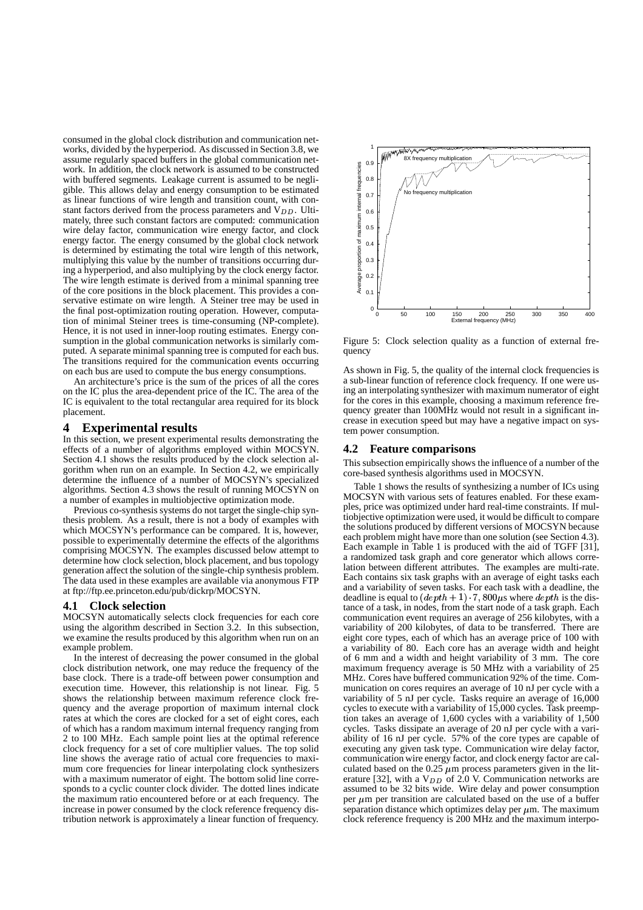consumed in the global clock distribution and communication networks, divided by the hyperperiod. As discussed in Section 3.8, we assume regularly spaced buffers in the global communication network. In addition, the clock network is assumed to be constructed with buffered segments. Leakage current is assumed to be negligible. This allows delay and energy consumption to be estimated as linear functions of wire length and transition count, with constant factors derived from the process parameters and $V_{DD}$. Ultimately, three such constant factors are computed: communication wire delay factor, communication wire energy factor, and clock energy factor. The energy consumed by the global clock network is determined by estimating the total wire length of this network, multiplying this value by the number of transitions occurring during a hyperperiod, and also multiplying by the clock energy factor. The wire length estimate is derived from a minimal spanning tree of the core positions in the block placement. This provides a conservative estimate on wire length. A Steiner tree may be used in the final post-optimization routing operation. However, computation of minimal Steiner trees is time-consuming (NP-complete). Hence, it is not used in inner-loop routing estimates. Energy consumption in the global communication networks is similarly computed. A separate minimal spanning tree is computed for each bus. The transitions required for the communication events occurring on each bus are used to compute the bus energy consumptions.

An architecture's price is the sum of the prices of all the cores on the IC plus the area-dependent price of the IC. The area of the IC is equivalent to the total rectangular area required for its block placement.

# 4 Experimental results

In this section, we present experimental results demonstrating the effects of a number of algorithms employed within MOCSYN. Section 4.1 shows the results produced by the clock selection algorithm when run on an example. In Section 4.2, we empirically determine the influence of a number of MOCSYN's specialized algorithms. Section 4.3 shows the result of running MOCSYN on a number of examples in multiobjective optimization mode.

Previous co-synthesis systems do not target the single-chip synthesis problem. As a result, there is not a body of examples with which MOCSYN's performance can be compared. It is, however, possible to experimentally determine the effects of the algorithms comprising MOCSYN. The examples discussed below attempt to determine how clock selection, block placement, and bus topology generation affect the solution of the single-chip synthesis problem. The data used in these examples are available via anonymous FTP at ftp://ftp.ee.princeton.edu/pub/dickrp/MOCSYN.

## 4.1 Clock selection

MOCSYN automatically selects clock frequencies for each core using the algorithm described in Section 3.2. In this subsection, we examine the results produced by this algorithm when run on an example problem.

In the interest of decreasing the power consumed in the global clock distribution network, one may reduce the frequency of the base clock. There is a trade-off between power consumption and execution time. However, this relationship is not linear. Fig. 5 shows the relationship between maximum reference clock frequency and the average proportion of maximum internal clock rates at which the cores are clocked for a set of eight cores, each of which has a random maximum internal frequency ranging from 2 to 100 MHz. Each sample point lies at the optimal reference clock frequency for a set of core multiplier values. The top solid line shows the average ratio of actual core frequencies to maximum core frequencies for linear interpolating clock synthesizers with a maximum numerator of eight. The bottom solid line corresponds to a cyclic counter clock divider. The dotted lines indicate the maximum ratio encountered before or at each frequency. The increase in power consumed by the clock reference frequency distribution network is approximately a linear function of frequency.

Average proportion of maximum internal frequencies
8X frequency multiplication
No frequency multiplication
External frequency (MHz)
0
0.1
0.2
0.3
0.4
0.5
0.6
0.7
0.8
0.9
1
0
50
100
150
200
250
300
350
400

Figure 5: Clock selection quality as a function of external frequency

As shown in Fig. 5, the quality of the internal clock frequencies is a sub-linear function of reference clock frequency. If one were using an interpolating synthesizer with maximum numerator of eight for the cores in this example, choosing a maximum reference frequency greater than 100MHz would not result in a significant increase in execution speed but may have a negative impact on system power consumption.

## 4.2 Feature comparisons

This subsection empirically shows the influence of a number of the core-based synthesis algorithms used in MOCSYN.

Table 1 shows the results of synthesizing a number of ICs using MOCSYN with various sets of features enabled. For these examples, price was optimized under hard real-time constraints. If multiobjective optimization were used, it would be difficult to compare the solutions produced by different versions of MOCSYN because each problem might have more than one solution (see Section 4.3). Each example in Table 1 is produced with the aid of TGFF [31], a randomized task graph and core generator which allows correlation between different attributes. The examples are multi-rate. Each contains six task graphs with an average of eight tasks each and a variability of seven tasks. For each task with a deadline, the deadline is equal to $(depth + 1) \cdot 7,800\mu$s where $depth$ is the distance of a task, in nodes, from the start node of a task graph. Each communication event requires an average of 256 kilobytes, with a variability of 200 kilobytes, of data to be transferred. There are eight core types, each of which has an average price of 100 with a variability of 80. Each core has an average width and height of 6 mm and a width and height variability of 3 mm. The core maximum frequency average is 50 MHz with a variability of 25 MHz. Cores have buffered communication 92% of the time. Communication on cores requires an average of 10 nJ per cycle with a variability of 5 nJ per cycle. Tasks require an average of 16,000 cycles to execute with a variability of 15,000 cycles. Task preemption takes an average of 1,600 cycles with a variability of 1,500 cycles. Tasks dissipate an average of 20 nJ per cycle with a variability of 16 nJ per cycle. 57% of the core types are capable of executing any given task type. Communication wire delay factor, communication wire energy factor, and clock energy factor are calculated based on the 0.25 $\mu$m process parameters given in the literature [32], with a $V_{DD}$ of 2.0 V. Communication networks are assumed to be 32 bits wide. Wire delay and power consumption per $\mu$m per transition are calculated based on the use of a buffer separation distance which optimizes delay per $\mu$m. The maximum clock reference frequency is 200 MHz and the maximum interpo-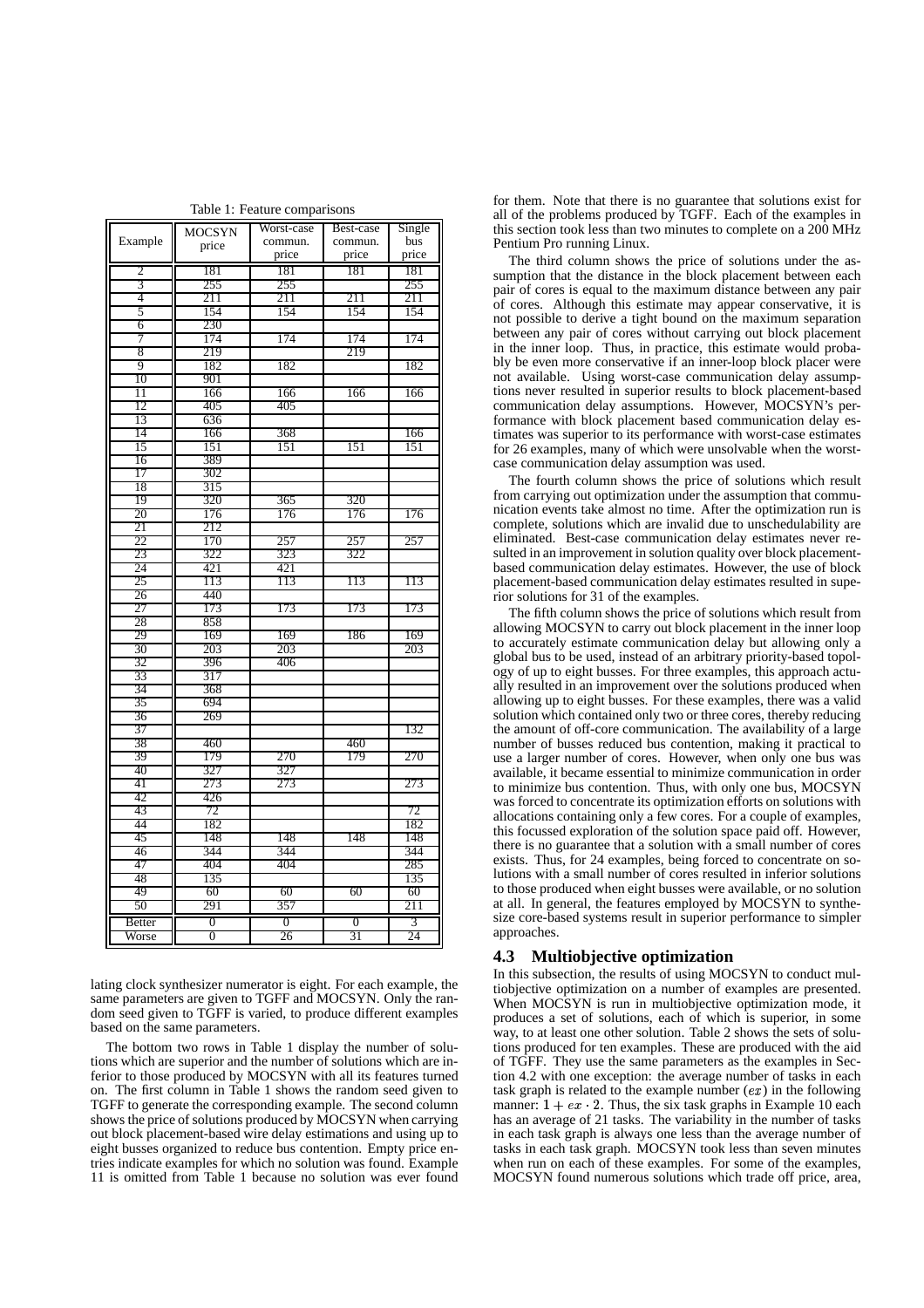Table 1: Feature comparisons

| Example | MOCSYN price | Worst-case commun. price | Best-case commun. price | Single bus price |
|---|---|---|---|---|
| 2 | 181 | 181 | 181 | 181 |
| 3 | 255 | 255 | | 255 |
| 4 | 211 | 211 | 211 | 211 |
| 5 | 154 | 154 | 154 | 154 |
| 6 | 230 | | | |
| 7 | 174 | 174 | 174 | 174 |
| 8 | 219 | | 219 | |
| 9 | 182 | 182 | | 182 |
| 10 | 901 | | | |
| 11 | 166 | 166 | 166 | 166 |
| 12 | 405 | 405 | | |
| 13 | 636 | | | |
| 14 | 166 | 368 | | 166 |
| 15 | 151 | 151 | 151 | 151 |
| 16 | 389 | | | |
| 17 | 302 | | | |
| 18 | 315 | | | |
| 19 | 320 | 365 | 320 | |
| 20 | 176 | 176 | 176 | 176 |
| 21 | 212 | | | |
| 22 | 170 | 257 | 257 | 257 |
| 23 | 322 | 323 | 322 | |
| 24 | 421 | 421 | | |
| 25 | 113 | 113 | 113 | 113 |
| 26 | 440 | | | |
| 27 | 173 | 173 | 173 | 173 |
| 28 | 858 | | | |
| 29 | 169 | 169 | 186 | 169 |
| 30 | 203 | 203 | | 203 |
| 32 | 396 | 406 | | |
| 33 | 317 | | | |
| 34 | 368 | | | |
| 35 | 694 | | | |
| 36 | 269 | | | |
| 37 | | | | 132 |
| 38 | 460 | | 460 | |
| 39 | 179 | 270 | 179 | 270 |
| 40 | 327 | 327 | | |
| 41 | 273 | 273 | | 273 |
| 42 | 426 | | | |
| 43 | 72 | | | 72 |
| 44 | 182 | | | 182 |
| 45 | 148 | 148 | 148 | 148 |
| 46 | 344 | 344 | | 344 |
| 47 | 404 | 404 | | 285 |
| 48 | 135 | | | 135 |
| 49 | 60 | 60 | 60 | 60 |
| 50 | 291 | 357 | | 211 |
| Better | 0 | 0 | 0 | 3 |
| Worse | 0 | 26 | 31 | 24 |

lating clock synthesizer numerator is eight. For each example, the same parameters are given to TGFF and MOCSYN. Only the random seed given to TGFF is varied, to produce different examples based on the same parameters.

The bottom two rows in Table 1 display the number of solutions which are superior and the number of solutions which are inferior to those produced by MOCSYN with all its features turned on. The first column in Table 1 shows the random seed given to TGFF to generate the corresponding example. The second column shows the price of solutions produced by MOCSYN when carrying out block placement-based wire delay estimations and using up to eight busses organized to reduce bus contention. Empty price entries indicate examples for which no solution was found. Example 11 is omitted from Table 1 because no solution was ever found for them. Note that there is no guarantee that solutions exist for all of the problems produced by TGFF. Each of the examples in this section took less than two minutes to complete on a 200 MHz Pentium Pro running Linux.

The third column shows the price of solutions under the assumption that the distance in the block placement between each pair of cores is equal to the maximum distance between any pair of cores. Although this estimate may appear conservative, it is not possible to derive a tight bound on the maximum separation between any pair of cores without carrying out block placement in the inner loop. Thus, in practice, this estimate would probably be even more conservative if an inner-loop block placer were not available. Using worst-case communication delay assumptions never resulted in superior results to block placement-based communication delay assumptions. However, MOCSYN's performance with block placement based communication delay estimates was superior to its performance with worst-case estimates for 26 examples, many of which were unsolvable when the worst-case communication delay assumption was used.

The fourth column shows the price of solutions which result from carrying out optimization under the assumption that communication events take almost no time. After the optimization run is complete, solutions which are invalid due to unschedulability are eliminated. Best-case communication delay estimates never resulted in an improvement in solution quality over block placement-based communication delay estimates. However, the use of block placement-based communication delay estimates resulted in superior solutions for 31 of the examples.

The fifth column shows the price of solutions which result from allowing MOCSYN to carry out block placement in the inner loop to accurately estimate communication delay but allowing only a global bus to be used, instead of an arbitrary priority-based topology of up to eight busses. For three examples, this approach actually resulted in an improvement over the solutions produced when allowing up to eight busses. For these examples, there was a valid solution which contained only two or three cores, thereby reducing the amount of off-core communication. The availability of a large number of busses reduced bus contention, making it practical to use a larger number of cores. However, when only one bus was available, it became essential to minimize communication in order to minimize bus contention. Thus, with only one bus, MOCSYN was forced to concentrate its optimization efforts on solutions with allocations containing only a few cores. For a couple of examples, this focussed exploration of the solution space paid off. However, there is no guarantee that a solution with a small number of cores exists. Thus, for 24 examples, being forced to concentrate on solutions with a small number of cores resulted in inferior solutions to those produced when eight busses were available, or no solution at all. In general, the features employed by MOCSYN to synthesize core-based systems result in superior performance to simpler approaches.

### 4.3 Multiobjective optimization

In this subsection, the results of using MOCSYN to conduct multiobjective optimization on a number of examples are presented. When MOCSYN is run in multiobjective optimization mode, it produces a set of solutions, each of which is superior, in some way, to at least one other solution. Table 2 shows the sets of solutions produced for ten examples. These are produced with the aid of TGFF. They use the same parameters as the examples in Section 4.2 with one exception: the average number of tasks in each task graph is related to the example number ($ex$) in the following manner: $1 + ex \cdot 2$. Thus, the six task graphs in Example 10 each has an average of 21 tasks. The variability in the number of tasks in each task graph is always one less than the average number of tasks in each task graph. MOCSYN took less than seven minutes when run on each of these examples. For some of the examples, MOCSYN found numerous solutions which trade off price, area,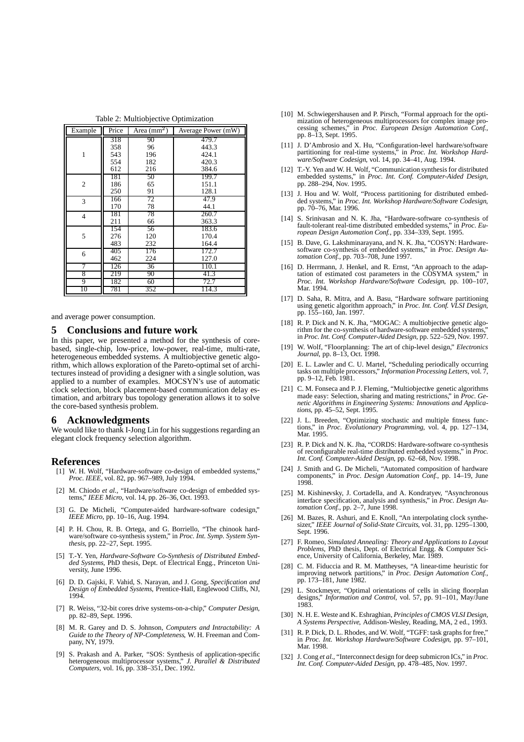Table 2: Multiobjective Optimization

| Example | Price | Area (mm$^2$) | Average Power (mW) |
|---|---|---|---|
| 1 | 318 | 90 | 479.7 |
| | 358 | 96 | 443.3 |
| | 543 | 196 | 424.1 |
| | 554 | 182 | 420.3 |
| | 612 | 216 | 384.6 |
| 2 | 181 | 50 | 199.7 |
| | 186 | 65 | 151.1 |
| | 250 | 91 | 128.1 |
| 3 | 166 | 72 | 47.9 |
| | 170 | 78 | 44.1 |
| 4 | 181 | 78 | 260.7 |
| | 211 | 66 | 363.3 |
| 5 | 154 | 56 | 183.6 |
| | 276 | 120 | 170.4 |
| | 483 | 232 | 164.4 |
| 6 | 405 | 176 | 172.7 |
| | 462 | 224 | 127.0 |
| 7 | 126 | 36 | 110.1 |
| 8 | 219 | 90 | 41.3 |
| 9 | 182 | 60 | 72.7 |
| 10 | 781 | 352 | 114.3 |

and average power consumption.

## 5 Conclusions and future work

In this paper, we presented a method for the synthesis of core-based, single-chip, low-price, low-power, real-time, multi-rate, heterogeneous embedded systems. A multiobjective genetic algorithm, which allows exploration of the Pareto-optimal set of architectures instead of providing a designer with a single solution, was applied to a number of examples. MOCSYN's use of automatic clock selection, block placement-based communication delay estimation, and arbitrary bus topology generation allows it to solve the core-based synthesis problem.

## 6 Acknowledgments

We would like to thank I-Jong Lin for his suggestions regarding an elegant clock frequency selection algorithm.

## References

[1] W. H. Wolf, "Hardware-software co-design of embedded systems," *Proc. IEEE*, vol. 82, pp. 967–989, July 1994.

[2] M. Chiodo *et al.*, "Hardware/software co-design of embedded systems," *IEEE Micro*, vol. 14, pp. 26–36, Oct. 1993.

[3] G. De Micheli, "Computer-aided hardware-software codesign," *IEEE Micro*, pp. 10–16, Aug. 1994.

[4] P. H. Chou, R. B. Ortega, and G. Borriello, "The chinook hardware/software co-synthesis system," in *Proc. Int. Symp. System Synthesis*, pp. 22–27, Sept. 1995.

[5] T.-Y. Yen, *Hardware-Software Co-Synthesis of Distributed Embedded Systems*, PhD thesis, Dept. of Electrical Engg., Princeton University, June 1996.

[6] D. D. Gajski, F. Vahid, S. Narayan, and J. Gong, *Specification and Design of Embedded Systems*, Prentice-Hall, Englewood Cliffs, NJ, 1994.

[7] R. Weiss, "32-bit cores drive systems-on-a-chip," *Computer Design*, pp. 82–89, Sept. 1996.

[8] M. R. Garey and D. S. Johnson, *Computers and Intractability: A Guide to the Theory of NP-Completeness*, W. H. Freeman and Company, NY, 1979.

[9] S. Prakash and A. Parker, "SOS: Synthesis of application-specific heterogeneous multiprocessor systems," *J. Parallel & Distributed Computers*, vol. 16, pp. 338–351, Dec. 1992.

[10] M. Schwiegershausen and P. Pirsch, "Formal approach for the optimization of heterogeneous multiprocessors for complex image processing schemes," in *Proc. European Design Automation Conf.*, pp. 8–13, Sept. 1995.

[11] J. D'Ambrosio and X. Hu, "Configuration-level hardware/software partitioning for real-time systems," in *Proc. Int. Workshop Hardware/Software Codesign*, vol. 14, pp. 34–41, Aug. 1994.

[12] T.-Y. Yen and W. H. Wolf, "Communication synthesis for distributed embedded systems," in *Proc. Int. Conf. Computer-Aided Design*, pp. 288–294, Nov. 1995.

[13] J. Hou and W. Wolf, "Process partitioning for distributed embedded systems," in *Proc. Int. Workshop Hardware/Software Codesign*, pp. 70–76, Mar. 1996.

[14] S. Srinivasan and N. K. Jha, "Hardware-software co-synthesis of fault-tolerant real-time distributed embedded systems," in *Proc. European Design Automation Conf.*, pp. 334–339, Sept. 1995.

[15] B. Dave, G. Lakshminarayana, and N. K. Jha, "COSYN: Hardware-software co-synthesis of embedded systems," in *Proc. Design Automation Conf.*, pp. 703–708, June 1997.

[16] D. Herrmann, J. Henkel, and R. Ernst, "An approach to the adaptation of estimated cost parameters in the COSYMA system," in *Proc. Int. Workshop Hardware/Software Codesign*, pp. 100–107, Mar. 1994.

[17] D. Saha, R. Mitra, and A. Basu, "Hardware software partitioning using genetic algorithm approach," in *Proc. Int. Conf. VLSI Design*, pp. 155–160, Jan. 1997.

[18] R. P. Dick and N. K. Jha, "MOGAC: A multiobjective genetic algorithm for the co-synthesis of hardware-software embedded systems," in *Proc. Int. Conf. Computer-Aided Design*, pp. 522–529, Nov. 1997.

[19] W. Wolf, "Floorplanning: The art of chip-level design," *Electronics Journal*, pp. 8–13, Oct. 1998.

[20] E. L. Lawler and C. U. Martel, "Scheduling periodically occurring tasks on multiple processors," *Information Processing Letters*, vol. 7, pp. 9–12, Feb. 1981.

[21] C. M. Fonseca and P. J. Fleming, "Multiobjective genetic algorithms made easy: Selection, sharing and mating restrictions," in *Proc. Genetic Algorithms in Engineering Systems: Innovations and Applications*, pp. 45–52, Sept. 1995.

[22] J. L. Breeden, "Optimizing stochastic and multiple fitness functions," in *Proc. Evolutionary Programming*, vol. 4, pp. 127–134, Mar. 1995.

[23] R. P. Dick and N. K. Jha, "CORDS: Hardware-software co-synthesis of reconfigurable real-time distributed embedded systems," in *Proc. Int. Conf. Computer-Aided Design*, pp. 62–68, Nov. 1998.

[24] J. Smith and G. De Micheli, "Automated composition of hardware components," in *Proc. Design Automation Conf.*, pp. 14–19, June 1998.

[25] M. Kishinevsky, J. Cortadella, and A. Kondratyev, "Asynchronous interface specification, analysis and synthesis," in *Proc. Design Automation Conf.*, pp. 2–7, June 1998.

[26] M. Bazes, R. Ashuri, and E. Knoll, "An interpolating clock synthesizer," *IEEE Journal of Solid-State Circuits*, vol. 31, pp. 1295–1300, Sept. 1996.

[27] F. Romeo, *Simulated Annealing: Theory and Applications to Layout Problems*, PhD thesis, Dept. of Electrical Engg. & Computer Science, University of California, Berkeley, Mar. 1989.

[28] C. M. Fiduccia and R. M. Mattheyses, "A linear-time heuristic for improving network partitions," in *Proc. Design Automation Conf.*, pp. 173–181, June 1982.

[29] L. Stockmeyer, "Optimal orientations of cells in slicing floorplan designs," *Information and Control*, vol. 57, pp. 91–101, May/June 1983.

[30] N. H. E. Weste and K. Eshraghian, *Principles of CMOS VLSI Design, A Systems Perspective*, Addison-Wesley, Reading, MA, 2 ed., 1993.

[31] R. P. Dick, D. L. Rhodes, and W. Wolf, "TGFF: task graphs for free," in *Proc. Int. Workshop Hardware/Software Codesign*, pp. 97–101, Mar. 1998.

[32] J. Cong *et al.*, "Interconnect design for deep submicron ICs," in *Proc. Int. Conf. Computer-Aided Design*, pp. 478–485, Nov. 1997.